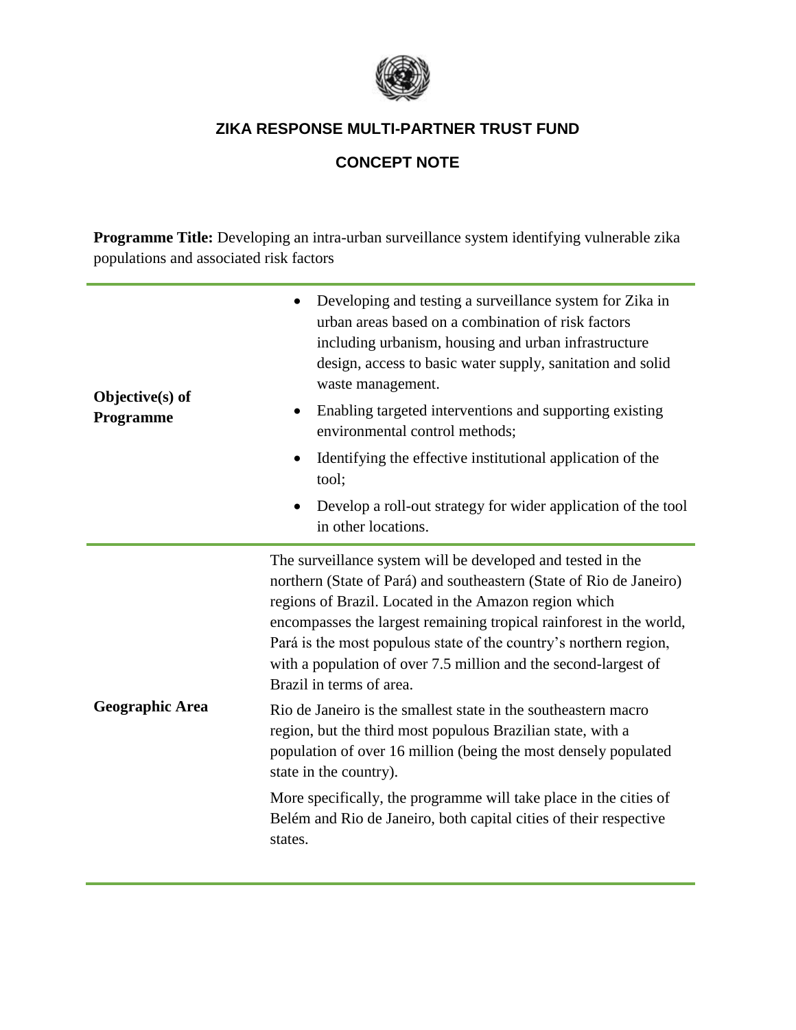# ZIKA RESPONSE MULTI-PARTNER TRUST FUND

## CONCEPT NOTE

**Programme Title:** Developing an intra-urban surveillance system identifying vulnerable zika populations and associated risk factors

| | |
|---|---|
| **Objective(s) of Programme** | • Developing and testing a surveillance system for Zika in urban areas based on a combination of risk factors including urbanism, housing and urban infrastructure design, access to basic water supply, sanitation and solid waste management.<br>• Enabling targeted interventions and supporting existing environmental control methods;<br>• Identifying the effective institutional application of the tool;<br>• Develop a roll-out strategy for wider application of the tool in other locations. |
| **Geographic Area** | The surveillance system will be developed and tested in the northern (State of Pará) and southeastern (State of Rio de Janeiro) regions of Brazil. Located in the Amazon region which encompasses the largest remaining tropical rainforest in the world, Pará is the most populous state of the country's northern region, with a population of over 7.5 million and the second-largest of Brazil in terms of area.<br><br>Rio de Janeiro is the smallest state in the southeastern macro region, but the third most populous Brazilian state, with a population of over 16 million (being the most densely populated state in the country).<br><br>More specifically, the programme will take place in the cities of Belém and Rio de Janeiro, both capital cities of their respective states. |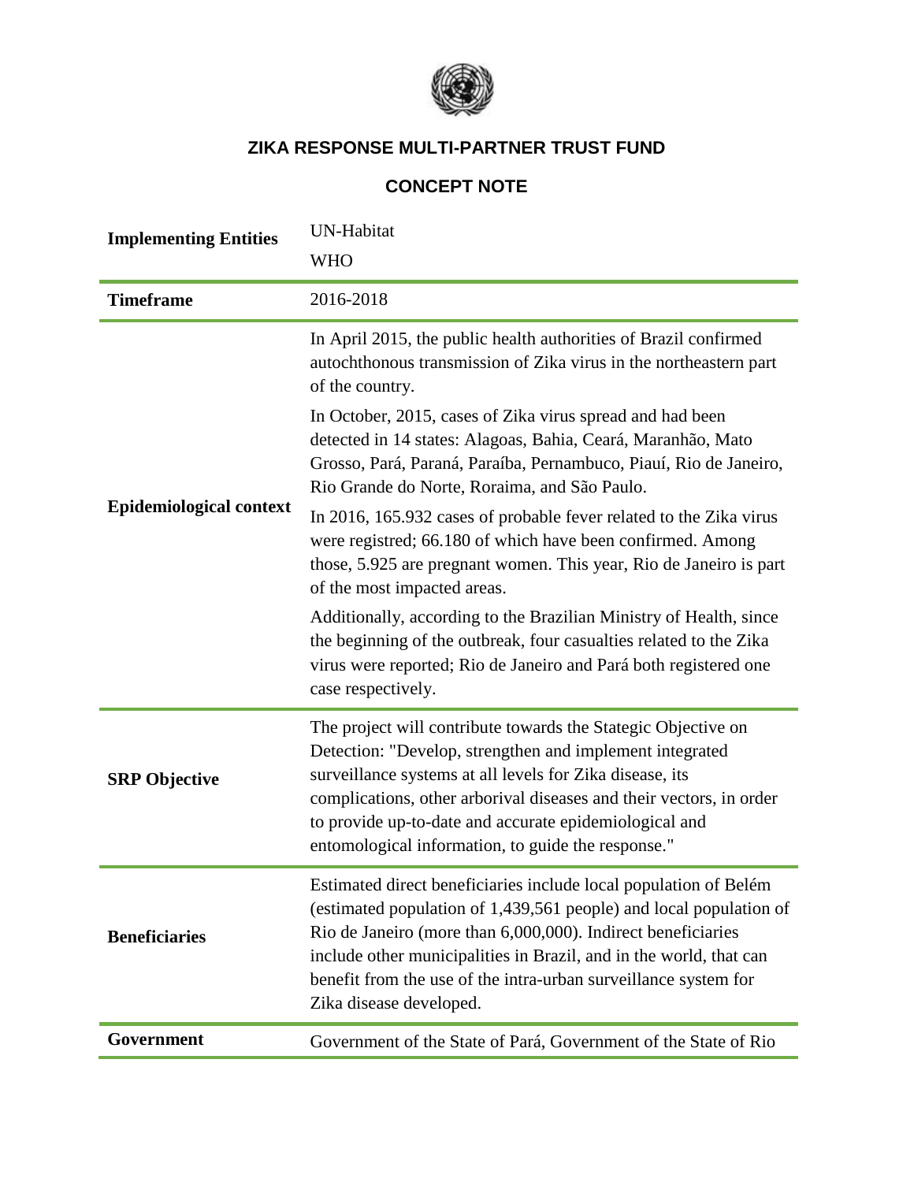## ZIKA RESPONSE MULTI-PARTNER TRUST FUND

## CONCEPT NOTE

| | |
|---|---|
| **Implementing Entities** | UN-Habitat<br>WHO |
| **Timeframe** | 2016-2018 |
| **Epidemiological context** | In April 2015, the public health authorities of Brazil confirmed autochthonous transmission of Zika virus in the northeastern part of the country.<br><br>In October, 2015, cases of Zika virus spread and had been detected in 14 states: Alagoas, Bahia, Ceará, Maranhão, Mato Grosso, Pará, Paraná, Paraíba, Pernambuco, Piauí, Rio de Janeiro, Rio Grande do Norte, Roraima, and São Paulo.<br><br>In 2016, 165.932 cases of probable fever related to the Zika virus were registred; 66.180 of which have been confirmed. Among those, 5.925 are pregnant women. This year, Rio de Janeiro is part of the most impacted areas.<br><br>Additionally, according to the Brazilian Ministry of Health, since the beginning of the outbreak, four casualties related to the Zika virus were reported; Rio de Janeiro and Pará both registered one case respectively. |
| **SRP Objective** | The project will contribute towards the Stategic Objective on Detection: "Develop, strengthen and implement integrated surveillance systems at all levels for Zika disease, its complications, other arborival diseases and their vectors, in order to provide up-to-date and accurate epidemiological and entomological information, to guide the response." |
| **Beneficiaries** | Estimated direct beneficiaries include local population of Belém (estimated population of 1,439,561 people) and local population of Rio de Janeiro (more than 6,000,000). Indirect beneficiaries include other municipalities in Brazil, and in the world, that can benefit from the use of the intra-urban surveillance system for Zika disease developed. |
| **Government** | Government of the State of Pará, Government of the State of Rio |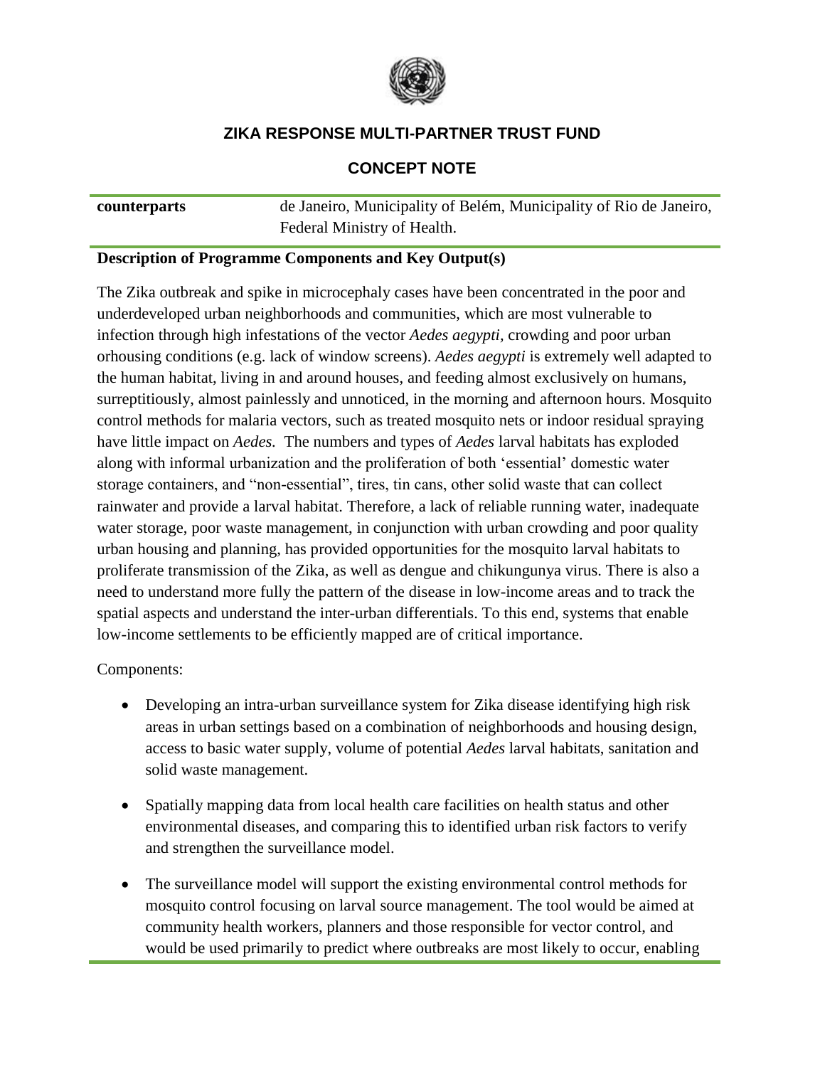| counterparts | de Janeiro, Municipality of Belém, Municipality of Rio de Janeiro, Federal Ministry of Health. |
|---|---|

**Description of Programme Components and Key Output(s)**

The Zika outbreak and spike in microcephaly cases have been concentrated in the poor and underdeveloped urban neighborhoods and communities, which are most vulnerable to infection through high infestations of the vector *Aedes aegypti,* crowding and poor urban orhousing conditions (e.g. lack of window screens). *Aedes aegypti* is extremely well adapted to the human habitat, living in and around houses, and feeding almost exclusively on humans, surreptitiously, almost painlessly and unnoticed, in the morning and afternoon hours. Mosquito control methods for malaria vectors, such as treated mosquito nets or indoor residual spraying have little impact on *Aedes.* The numbers and types of *Aedes* larval habitats has exploded along with informal urbanization and the proliferation of both 'essential' domestic water storage containers, and "non-essential", tires, tin cans, other solid waste that can collect rainwater and provide a larval habitat. Therefore, a lack of reliable running water, inadequate water storage, poor waste management, in conjunction with urban crowding and poor quality urban housing and planning, has provided opportunities for the mosquito larval habitats to proliferate transmission of the Zika, as well as dengue and chikungunya virus. There is also a need to understand more fully the pattern of the disease in low-income areas and to track the spatial aspects and understand the inter-urban differentials. To this end, systems that enable low-income settlements to be efficiently mapped are of critical importance.

Components:

- Developing an intra-urban surveillance system for Zika disease identifying high risk areas in urban settings based on a combination of neighborhoods and housing design, access to basic water supply, volume of potential *Aedes* larval habitats, sanitation and solid waste management.
- Spatially mapping data from local health care facilities on health status and other environmental diseases, and comparing this to identified urban risk factors to verify and strengthen the surveillance model.
- The surveillance model will support the existing environmental control methods for mosquito control focusing on larval source management. The tool would be aimed at community health workers, planners and those responsible for vector control, and would be used primarily to predict where outbreaks are most likely to occur, enabling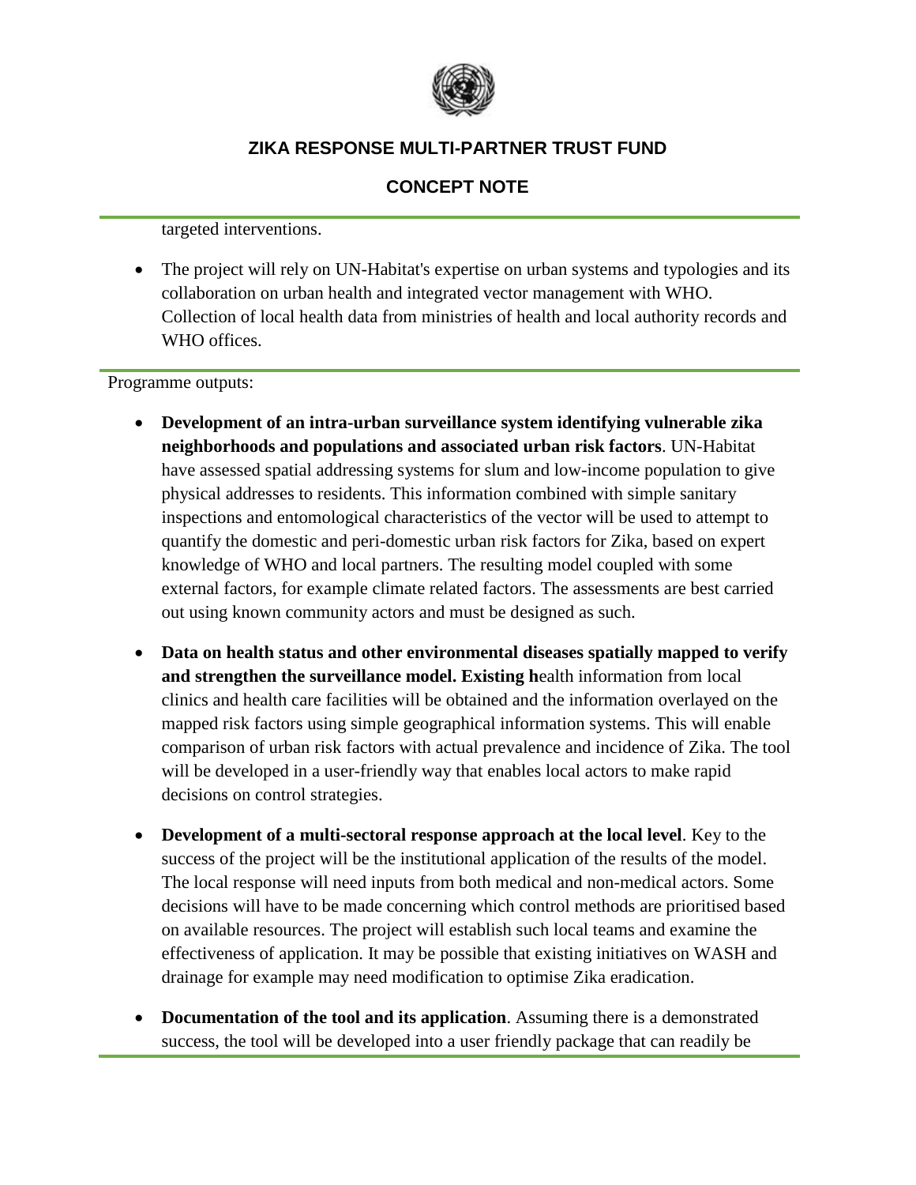targeted interventions.

- The project will rely on UN-Habitat's expertise on urban systems and typologies and its collaboration on urban health and integrated vector management with WHO. Collection of local health data from ministries of health and local authority records and WHO offices.

Programme outputs:

- **Development of an intra-urban surveillance system identifying vulnerable zika neighborhoods and populations and associated urban risk factors**. UN-Habitat have assessed spatial addressing systems for slum and low-income population to give physical addresses to residents. This information combined with simple sanitary inspections and entomological characteristics of the vector will be used to attempt to quantify the domestic and peri-domestic urban risk factors for Zika, based on expert knowledge of WHO and local partners. The resulting model coupled with some external factors, for example climate related factors. The assessments are best carried out using known community actors and must be designed as such.

- **Data on health status and other environmental diseases spatially mapped to verify and strengthen the surveillance model. Existing h**ealth information from local clinics and health care facilities will be obtained and the information overlayed on the mapped risk factors using simple geographical information systems. This will enable comparison of urban risk factors with actual prevalence and incidence of Zika. The tool will be developed in a user-friendly way that enables local actors to make rapid decisions on control strategies.

- **Development of a multi-sectoral response approach at the local level**. Key to the success of the project will be the institutional application of the results of the model. The local response will need inputs from both medical and non-medical actors. Some decisions will have to be made concerning which control methods are prioritised based on available resources. The project will establish such local teams and examine the effectiveness of application. It may be possible that existing initiatives on WASH and drainage for example may need modification to optimise Zika eradication.

- **Documentation of the tool and its application**. Assuming there is a demonstrated success, the tool will be developed into a user friendly package that can readily be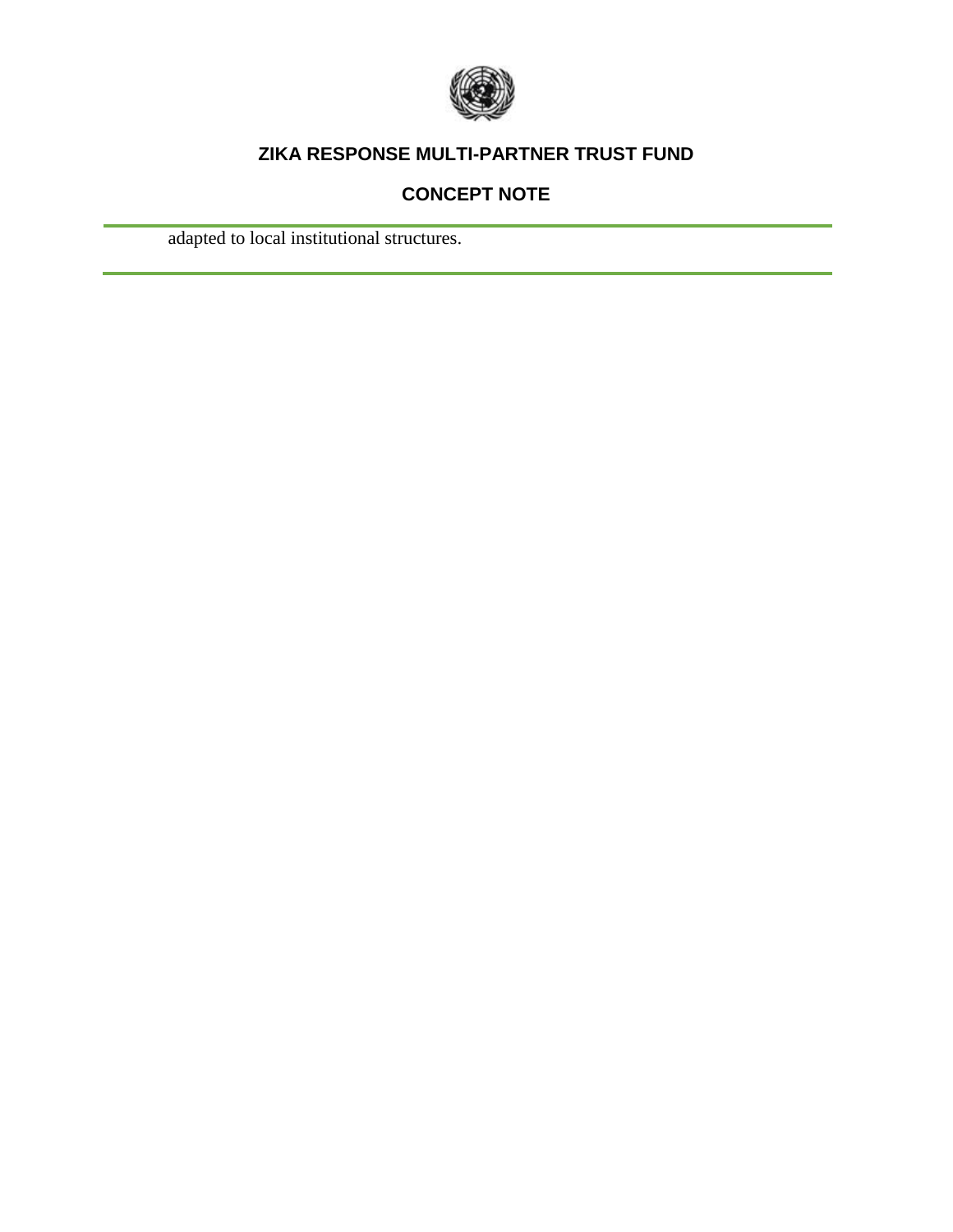adapted to local institutional structures.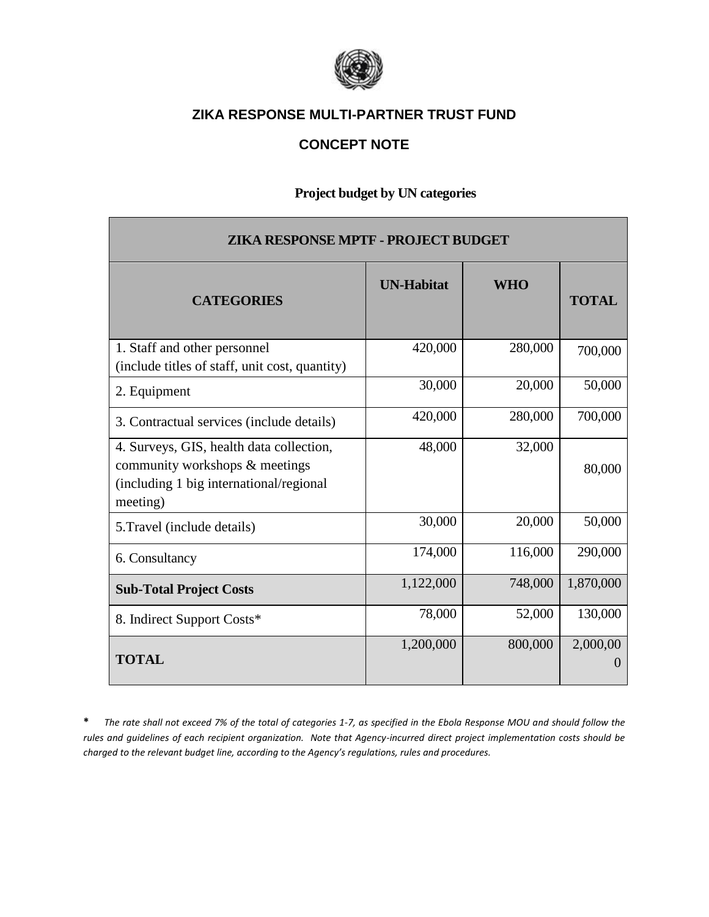## ZIKA RESPONSE MULTI-PARTNER TRUST FUND

## CONCEPT NOTE

### Project budget by UN categories

| ZIKA RESPONSE MPTF - PROJECT BUDGET | | | |
|---|---|---|---|
| **CATEGORIES** | **UN-Habitat** | **WHO** | **TOTAL** |
| 1. Staff and other personnel (include titles of staff, unit cost, quantity) | 420,000 | 280,000 | 700,000 |
| 2. Equipment | 30,000 | 20,000 | 50,000 |
| 3. Contractual services (include details) | 420,000 | 280,000 | 700,000 |
| 4. Surveys, GIS, health data collection, community workshops & meetings (including 1 big international/regional meeting) | 48,000 | 32,000 | 80,000 |
| 5.Travel (include details) | 30,000 | 20,000 | 50,000 |
| 6. Consultancy | 174,000 | 116,000 | 290,000 |
| **Sub-Total Project Costs** | 1,122,000 | 748,000 | 1,870,000 |
| 8. Indirect Support Costs* | 78,000 | 52,000 | 130,000 |
| **TOTAL** | 1,200,000 | 800,000 | 2,000,000 |

**\*** *The rate shall not exceed 7% of the total of categories 1-7, as specified in the Ebola Response MOU and should follow the rules and guidelines of each recipient organization. Note that Agency-incurred direct project implementation costs should be charged to the relevant budget line, according to the Agency's regulations, rules and procedures.*